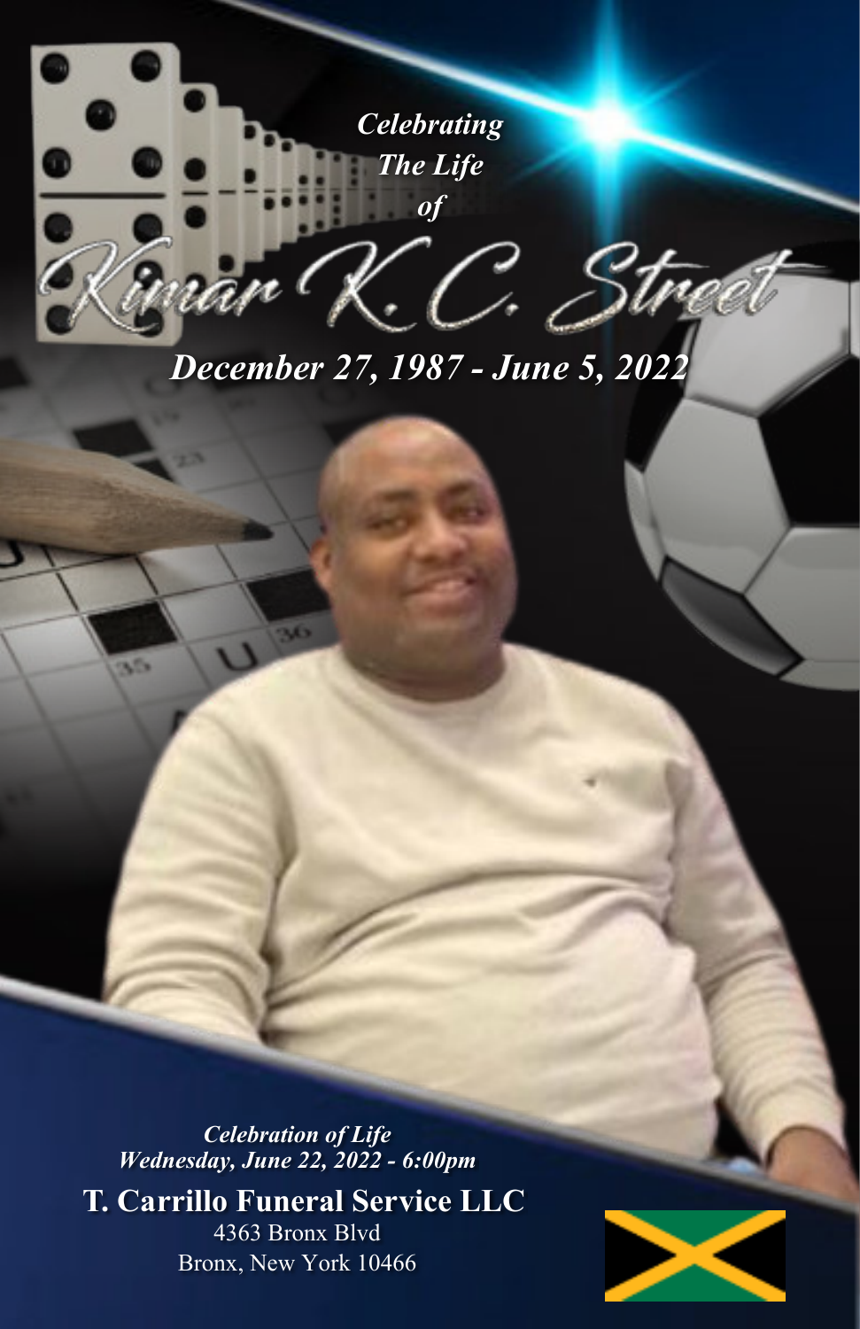*Celebrating*
*The Life*
*of*

# Kimar K.C. Street

***December 27, 1987 - June 5, 2022***

***Celebration of Life***
***Wednesday, June 22, 2022 - 6:00pm***

**T. Carrillo Funeral Service LLC**
4363 Bronx Blvd
Bronx, New York 10466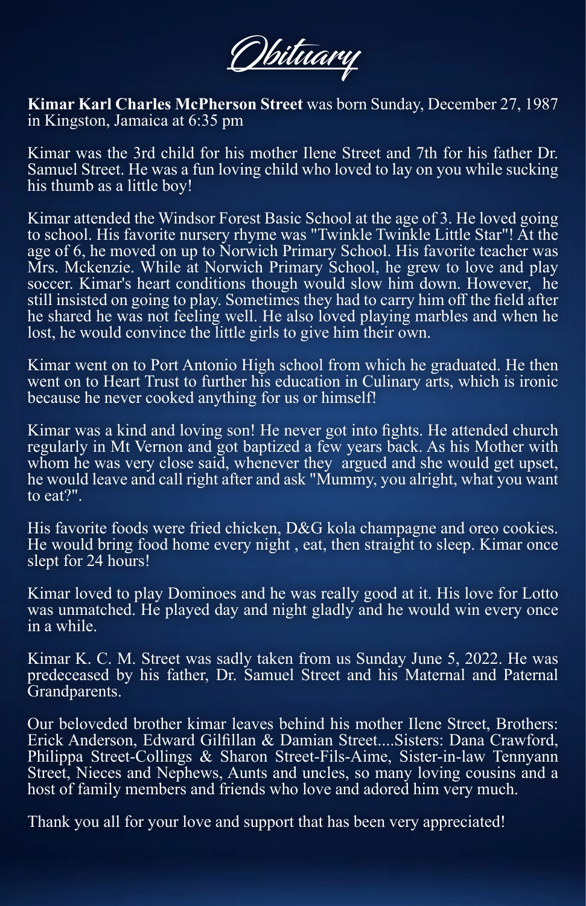# Obituary

**Kimar Karl Charles McPherson Street** was born Sunday, December 27, 1987 in Kingston, Jamaica at 6:35 pm

Kimar was the 3rd child for his mother Ilene Street and 7th for his father Dr. Samuel Street. He was a fun loving child who loved to lay on you while sucking his thumb as a little boy!

Kimar attended the Windsor Forest Basic School at the age of 3. He loved going to school. His favorite nursery rhyme was "Twinkle Twinkle Little Star"! At the age of 6, he moved on up to Norwich Primary School. His favorite teacher was Mrs. Mckenzie. While at Norwich Primary School, he grew to love and play soccer. Kimar's heart conditions though would slow him down. However, he still insisted on going to play. Sometimes they had to carry him off the field after he shared he was not feeling well. He also loved playing marbles and when he lost, he would convince the little girls to give him their own.

Kimar went on to Port Antonio High school from which he graduated. He then went on to Heart Trust to further his education in Culinary arts, which is ironic because he never cooked anything for us or himself!

Kimar was a kind and loving son! He never got into fights. He attended church regularly in Mt Vernon and got baptized a few years back. As his Mother with whom he was very close said, whenever they argued and she would get upset, he would leave and call right after and ask "Mummy, you alright, what you want to eat?".

His favorite foods were fried chicken, D&G kola champagne and oreo cookies. He would bring food home every night , eat, then straight to sleep. Kimar once slept for 24 hours!

Kimar loved to play Dominoes and he was really good at it. His love for Lotto was unmatched. He played day and night gladly and he would win every once in a while.

Kimar K. C. M. Street was sadly taken from us Sunday June 5, 2022. He was predeceased by his father, Dr. Samuel Street and his Maternal and Paternal Grandparents.

Our beloveded brother kimar leaves behind his mother Ilene Street, Brothers: Erick Anderson, Edward Gilfillan & Damian Street....Sisters: Dana Crawford, Philippa Street-Collings & Sharon Street-Fils-Aime, Sister-in-law Tennyann Street, Nieces and Nephews, Aunts and uncles, so many loving cousins and a host of family members and friends who love and adored him very much.

Thank you all for your love and support that has been very appreciated!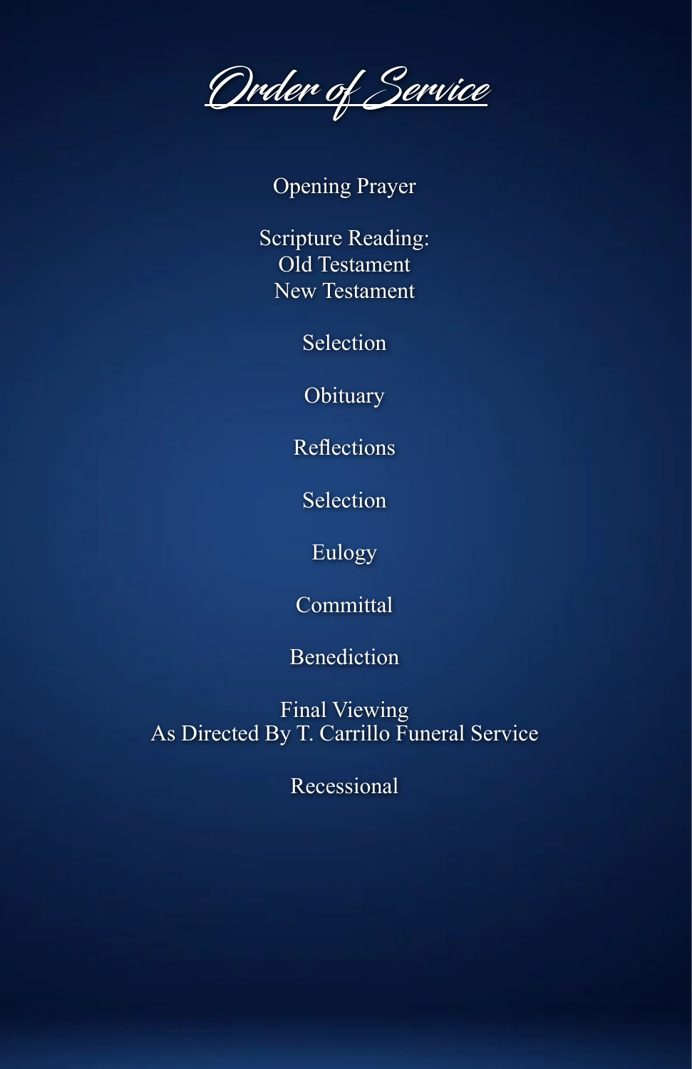# Order of Service

Opening Prayer

Scripture Reading:
Old Testament
New Testament

Selection

Obituary

Reflections

Selection

Eulogy

Committal

Benediction

Final Viewing
As Directed By T. Carrillo Funeral Service

Recessional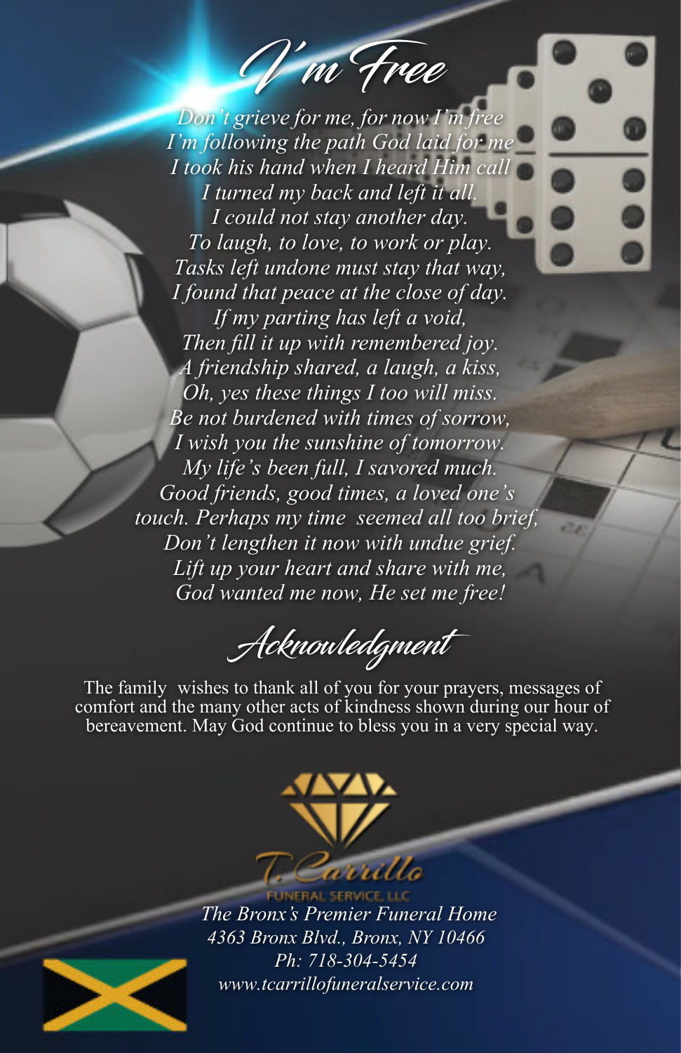# I'm Free

*Don't grieve for me, for now I'm free*
*I'm following the path God laid for me*
*I took his hand when I heard Him call*
*I turned my back and left it all.*
*I could not stay another day.*
*To laugh, to love, to work or play.*
*Tasks left undone must stay that way,*
*I found that peace at the close of day.*
*If my parting has left a void,*
*Then fill it up with remembered joy.*
*A friendship shared, a laugh, a kiss,*
*Oh, yes these things I too will miss.*
*Be not burdened with times of sorrow,*
*I wish you the sunshine of tomorrow.*
*My life's been full, I savored much.*
*Good friends, good times, a loved one's*
*touch. Perhaps my time seemed all too brief,*
*Don't lengthen it now with undue grief.*
*Lift up your heart and share with me,*
*God wanted me now, He set me free!*

## Acknowledgment

The family wishes to thank all of you for your prayers, messages of comfort and the many other acts of kindness shown during our hour of bereavement. May God continue to bless you in a very special way.

T. Carrillo
FUNERAL SERVICE, LLC

*The Bronx's Premier Funeral Home*
*4363 Bronx Blvd., Bronx, NY 10466*
*Ph: 718-304-5454*
*www.tcarrillofuneralservice.com*